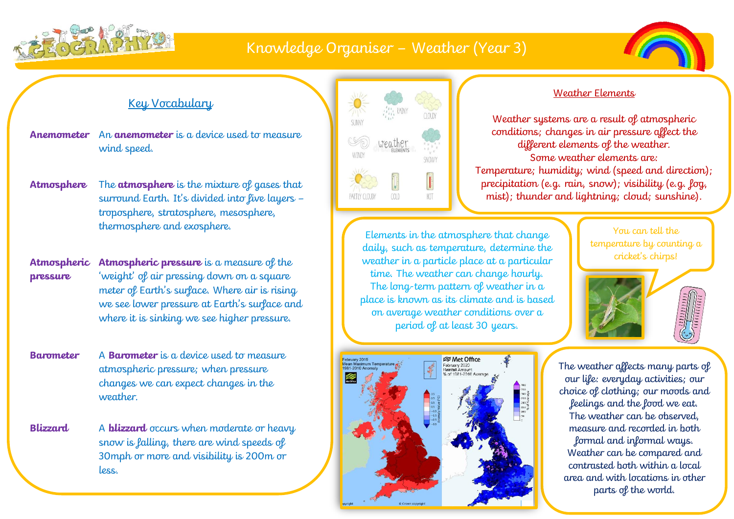# Knowledge Organiser – Weather (Year 3)

## Key Vocabulary

**Anemometer** — An **anemometer** is a device used to measure wind speed.

**Atmosphere** — The **atmosphere** is the mixture of gases that surround Earth. It's divided into five layers – troposphere, stratosphere, mesosphere, thermosphere and exosphere.

**Atmospheric pressure** — **Atmospheric pressure** is a measure of the 'weight' of air pressing down on a square meter of Earth's surface. Where air is rising we see lower pressure at Earth's surface and where it is sinking we see higher pressure.

**Barometer** — A **Barometer** is a device used to measure atmospheric pressure; when pressure changes we can expect changes in the weather.

**Blizzard** — A **blizzard** occurs when moderate or heavy snow is falling, there are wind speeds of 30mph or more and visibility is 200m or less.

## Weather Elements

Weather systems are a result of atmospheric conditions; changes in air pressure affect the different elements of the weather.
Some weather elements are:
Temperature; humidity; wind (speed and direction); precipitation (e.g. rain, snow); visibility (e.g. fog, mist); thunder and lightning; cloud; sunshine).

Elements in the atmosphere that change daily, such as temperature, determine the weather in a particle place at a particular time. The weather can change hourly. The long-term pattern of weather in a place is known as its climate and is based on average weather conditions over a period of at least 30 years.

You can tell the temperature by counting a cricket's chirps!

The weather affects many parts of our life: everyday activities; our choice of clothing; our moods and feelings and the food we eat. The weather can be observed, measure and recorded in both formal and informal ways. Weather can be compared and contrasted both within a local area and with locations in other parts of the world.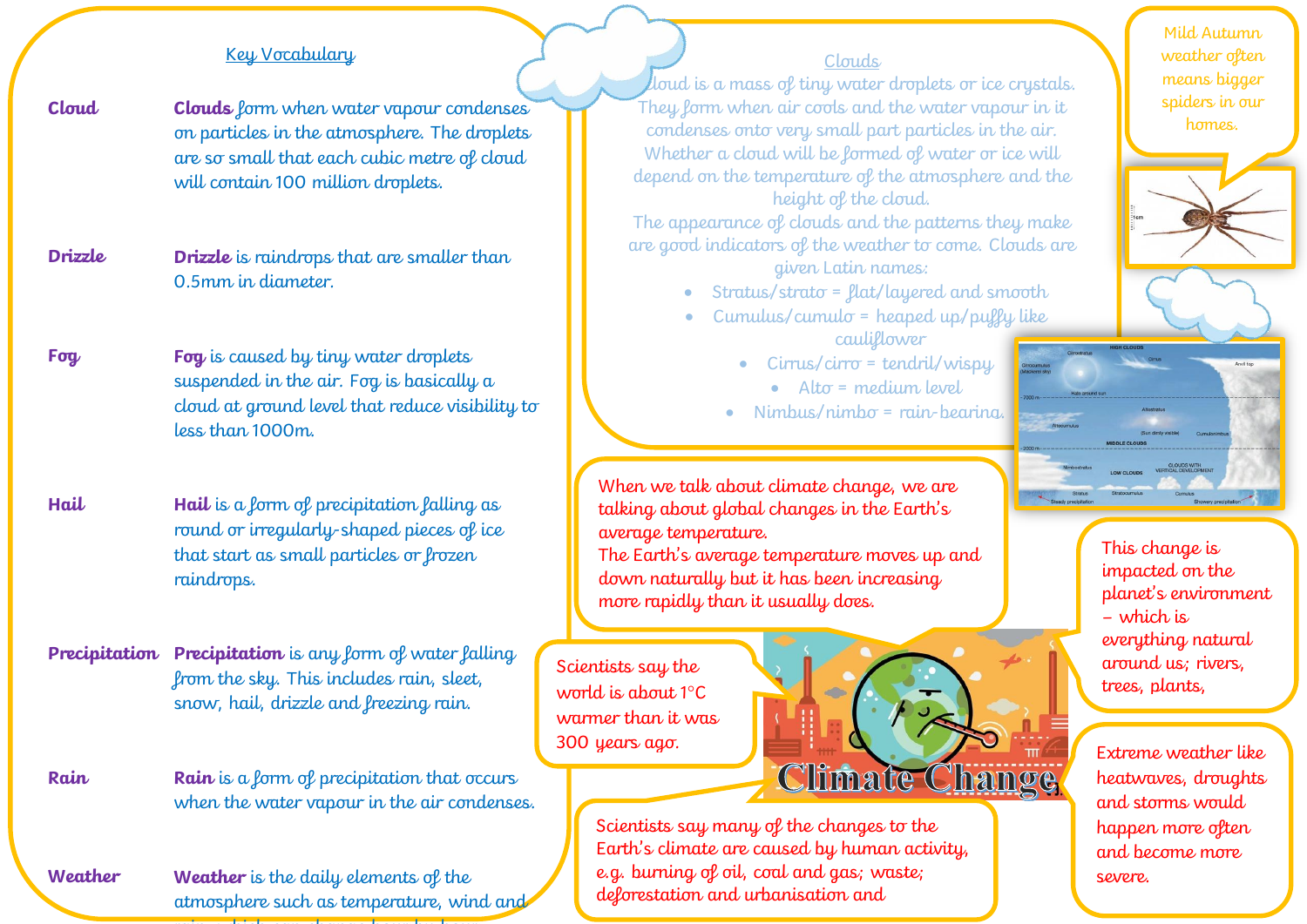## Key Vocabulary

| | |
|---|---|
| **Cloud** | **Clouds** form when water vapour condenses on particles in the atmosphere. The droplets are so small that each cubic metre of cloud will contain 100 million droplets. |
| **Drizzle** | **Drizzle** is raindrops that are smaller than 0.5mm in diameter. |
| **Fog** | **Fog** is caused by tiny water droplets suspended in the air. Fog is basically a cloud at ground level that reduce visibility to less than 1000m. |
| **Hail** | **Hail** is a form of precipitation falling as round or irregularly-shaped pieces of ice that start as small particles or frozen raindrops. |
| **Precipitation** | **Precipitation** is any form of water falling from the sky. This includes rain, sleet, snow, hail, drizzle and freezing rain. |
| **Rain** | **Rain** is a form of precipitation that occurs when the water vapour in the air condenses. |
| **Weather** | **Weather** is the daily elements of the atmosphere such as temperature, wind and |

## Clouds

Cloud is a mass of tiny water droplets or ice crystals. They form when air cools and the water vapour in it condenses onto very small part particles in the air. Whether a cloud will be formed of water or ice will depend on the temperature of the atmosphere and the height of the cloud.

The appearance of clouds and the patterns they make are good indicators of the weather to come. Clouds are given Latin names:

- Stratus/strato = flat/layered and smooth
- Cumulus/cumulo = heaped up/puffy like cauliflower
- Cirrus/cirro = tendril/wispy
- Alto = medium level
- Nimbus/nimbo = rain-bearing.

Mild Autumn weather often means bigger spiders in our homes.

When we talk about climate change, we are talking about global changes in the Earth's average temperature.
The Earth's average temperature moves up and down naturally but it has been increasing more rapidly than it usually does.

This change is impacted on the planet's environment – which is everything natural around us; rivers, trees, plants,

Scientists say the world is about 1°C warmer than it was 300 years ago.

Climate Change

Extreme weather like heatwaves, droughts and storms would happen more often and become more severe.

Scientists say many of the changes to the Earth's climate are caused by human activity, e.g. burning of oil, coal and gas; waste; deforestation and urbanisation and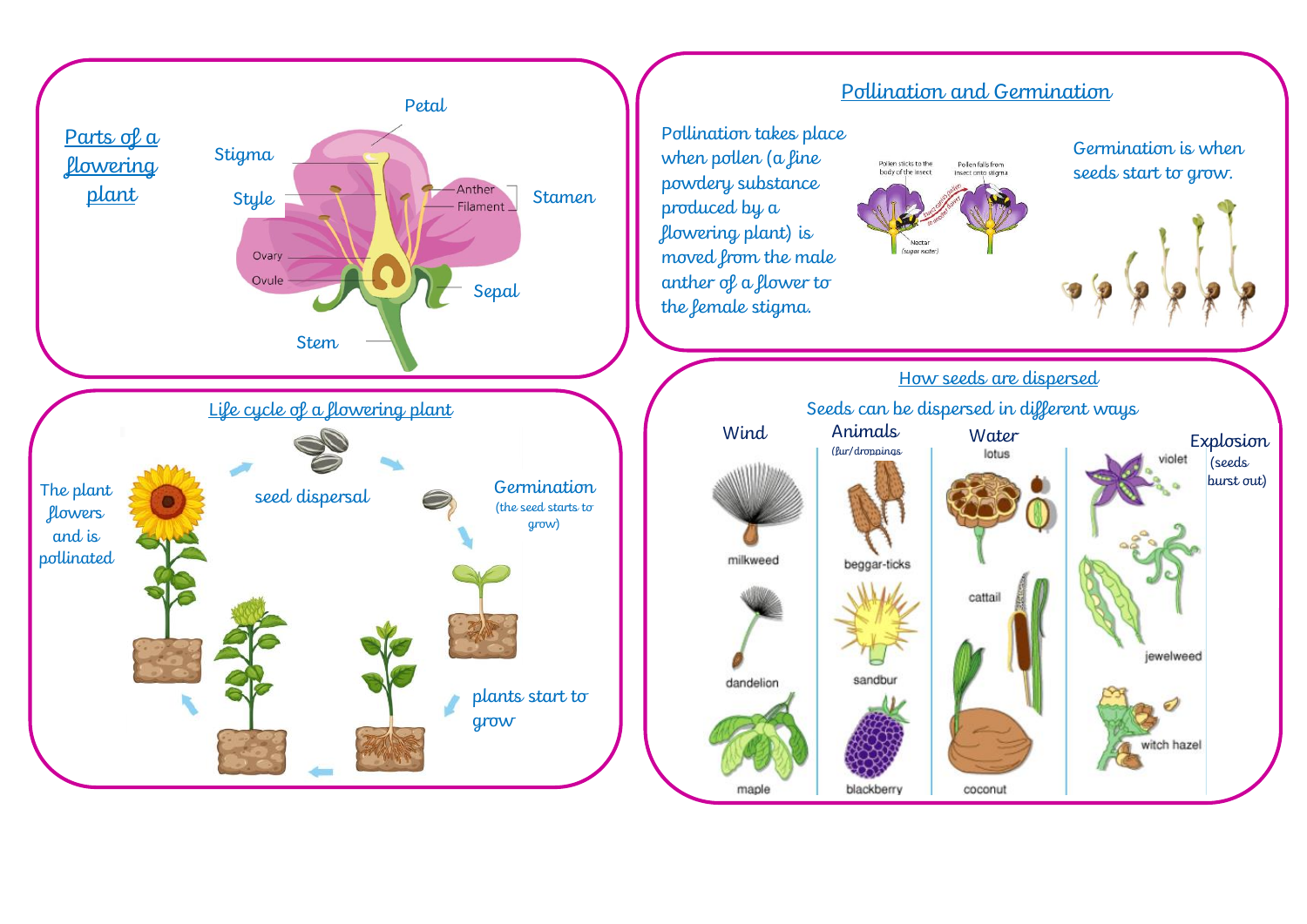## Parts of a flowering plant

Petal

Stigma

Style

Anther

Filament

Stamen

Ovary

Ovule

Sepal

Stem

## Pollination and Germination

Pollination takes place when pollen (a fine powdery substance produced by a flowering plant) is moved from the male anther of a flower to the female stigma.

Pollen sticks to the body of the insect

Pollen falls from insect onto stigma

Nectar (sugar water)

Germination is when seeds start to grow.

## Life cycle of a flowering plant

seed dispersal

Germination (the seed starts to grow)

plants start to grow

The plant flowers and is pollinated

## How seeds are dispersed

Seeds can be dispersed in different ways

| Wind | Animals (fur/droppings) | Water | Explosion (seeds burst out) |
|---|---|---|---|
| milkweed | beggar-ticks | lotus | violet |
| dandelion | sandbur | cattail | jewelweed |
| maple | blackberry | coconut | witch hazel |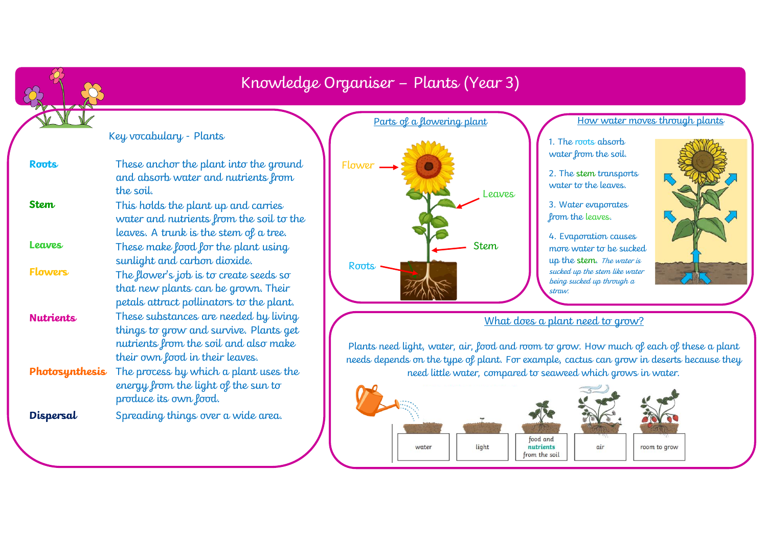# Knowledge Organiser – Plants (Year 3)

## Key vocabulary - Plants

| | |
|---|---|
| **Roots** | These anchor the plant into the ground and absorb water and nutrients from the soil. |
| **Stem** | This holds the plant up and carries water and nutrients from the soil to the leaves. A trunk is the stem of a tree. |
| **Leaves** | These make food for the plant using sunlight and carbon dioxide. |
| **Flowers** | The flower's job is to create seeds so that new plants can be grown. Their petals attract pollinators to the plant. |
| **Nutrients** | These substances are needed by living things to grow and survive. Plants get nutrients from the soil and also make their own food in their leaves. |
| **Photosynthesis** | The process by which a plant uses the energy from the light of the sun to produce its own food. |
| **Dispersal** | Spreading things over a wide area. |

## Parts of a flowering plant

Flower

Leaves

Stem

Roots

## How water moves through plants

1. The roots absorb water from the soil.
2. The stem transports water to the leaves.
3. Water evaporates from the leaves.
4. Evaporation causes more water to be sucked up the stem. *The water is sucked up the stem like water being sucked up through a straw.*

## What does a plant need to grow?

Plants need light, water, air, food and room to grow. How much of each of these a plant needs depends on the type of plant. For example, cactus can grow in deserts because they need little water, compared to seaweed which grows in water.

water

light

food and **nutrients** from the soil

air

room to grow